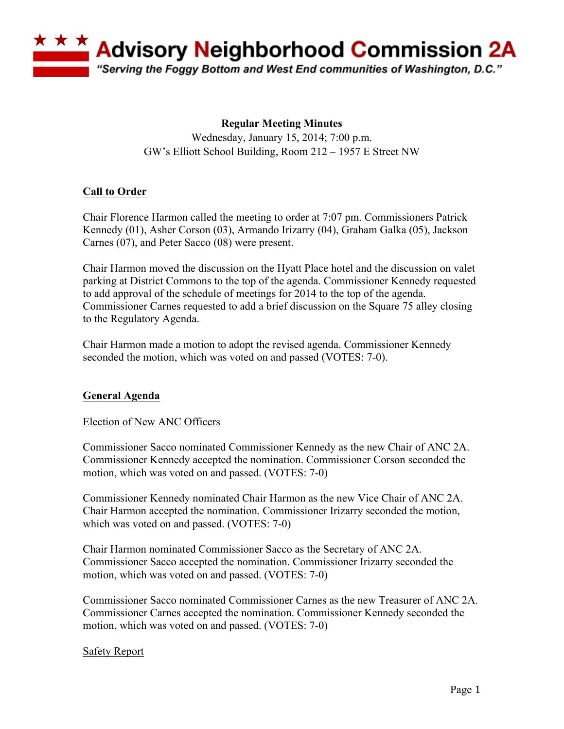# Advisory Neighborhood Commission 2A

*"Serving the Foggy Bottom and West End communities of Washington, D.C."*

## Regular Meeting Minutes

Wednesday, January 15, 2014; 7:00 p.m.
GW's Elliott School Building, Room 212 – 1957 E Street NW

### Call to Order

Chair Florence Harmon called the meeting to order at 7:07 pm. Commissioners Patrick Kennedy (01), Asher Corson (03), Armando Irizarry (04), Graham Galka (05), Jackson Carnes (07), and Peter Sacco (08) were present.

Chair Harmon moved the discussion on the Hyatt Place hotel and the discussion on valet parking at District Commons to the top of the agenda. Commissioner Kennedy requested to add approval of the schedule of meetings for 2014 to the top of the agenda. Commissioner Carnes requested to add a brief discussion on the Square 75 alley closing to the Regulatory Agenda.

Chair Harmon made a motion to adopt the revised agenda. Commissioner Kennedy seconded the motion, which was voted on and passed (VOTES: 7-0).

### General Agenda

#### Election of New ANC Officers

Commissioner Sacco nominated Commissioner Kennedy as the new Chair of ANC 2A. Commissioner Kennedy accepted the nomination. Commissioner Corson seconded the motion, which was voted on and passed. (VOTES: 7-0)

Commissioner Kennedy nominated Chair Harmon as the new Vice Chair of ANC 2A. Chair Harmon accepted the nomination. Commissioner Irizarry seconded the motion, which was voted on and passed. (VOTES: 7-0)

Chair Harmon nominated Commissioner Sacco as the Secretary of ANC 2A. Commissioner Sacco accepted the nomination. Commissioner Irizarry seconded the motion, which was voted on and passed. (VOTES: 7-0)

Commissioner Sacco nominated Commissioner Carnes as the new Treasurer of ANC 2A. Commissioner Carnes accepted the nomination. Commissioner Kennedy seconded the motion, which was voted on and passed. (VOTES: 7-0)

#### Safety Report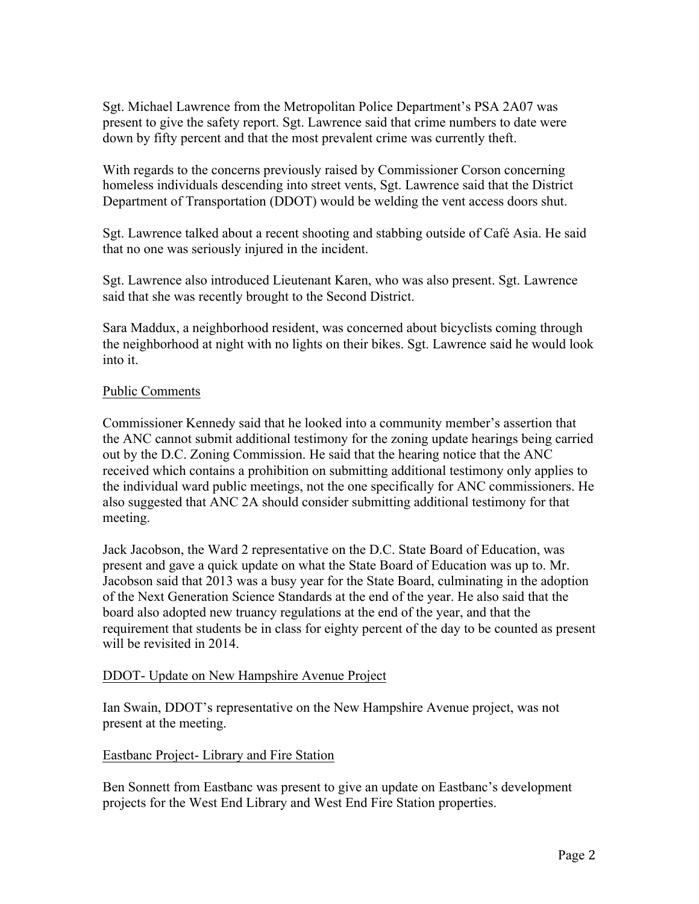Sgt. Michael Lawrence from the Metropolitan Police Department's PSA 2A07 was present to give the safety report. Sgt. Lawrence said that crime numbers to date were down by fifty percent and that the most prevalent crime was currently theft.

With regards to the concerns previously raised by Commissioner Corson concerning homeless individuals descending into street vents, Sgt. Lawrence said that the District Department of Transportation (DDOT) would be welding the vent access doors shut.

Sgt. Lawrence talked about a recent shooting and stabbing outside of Café Asia. He said that no one was seriously injured in the incident.

Sgt. Lawrence also introduced Lieutenant Karen, who was also present. Sgt. Lawrence said that she was recently brought to the Second District.

Sara Maddux, a neighborhood resident, was concerned about bicyclists coming through the neighborhood at night with no lights on their bikes. Sgt. Lawrence said he would look into it.

<u>Public Comments</u>

Commissioner Kennedy said that he looked into a community member's assertion that the ANC cannot submit additional testimony for the zoning update hearings being carried out by the D.C. Zoning Commission. He said that the hearing notice that the ANC received which contains a prohibition on submitting additional testimony only applies to the individual ward public meetings, not the one specifically for ANC commissioners. He also suggested that ANC 2A should consider submitting additional testimony for that meeting.

Jack Jacobson, the Ward 2 representative on the D.C. State Board of Education, was present and gave a quick update on what the State Board of Education was up to. Mr. Jacobson said that 2013 was a busy year for the State Board, culminating in the adoption of the Next Generation Science Standards at the end of the year. He also said that the board also adopted new truancy regulations at the end of the year, and that the requirement that students be in class for eighty percent of the day to be counted as present will be revisited in 2014.

<u>DDOT- Update on New Hampshire Avenue Project</u>

Ian Swain, DDOT's representative on the New Hampshire Avenue project, was not present at the meeting.

<u>Eastbanc Project- Library and Fire Station</u>

Ben Sonnett from Eastbanc was present to give an update on Eastbanc's development projects for the West End Library and West End Fire Station properties.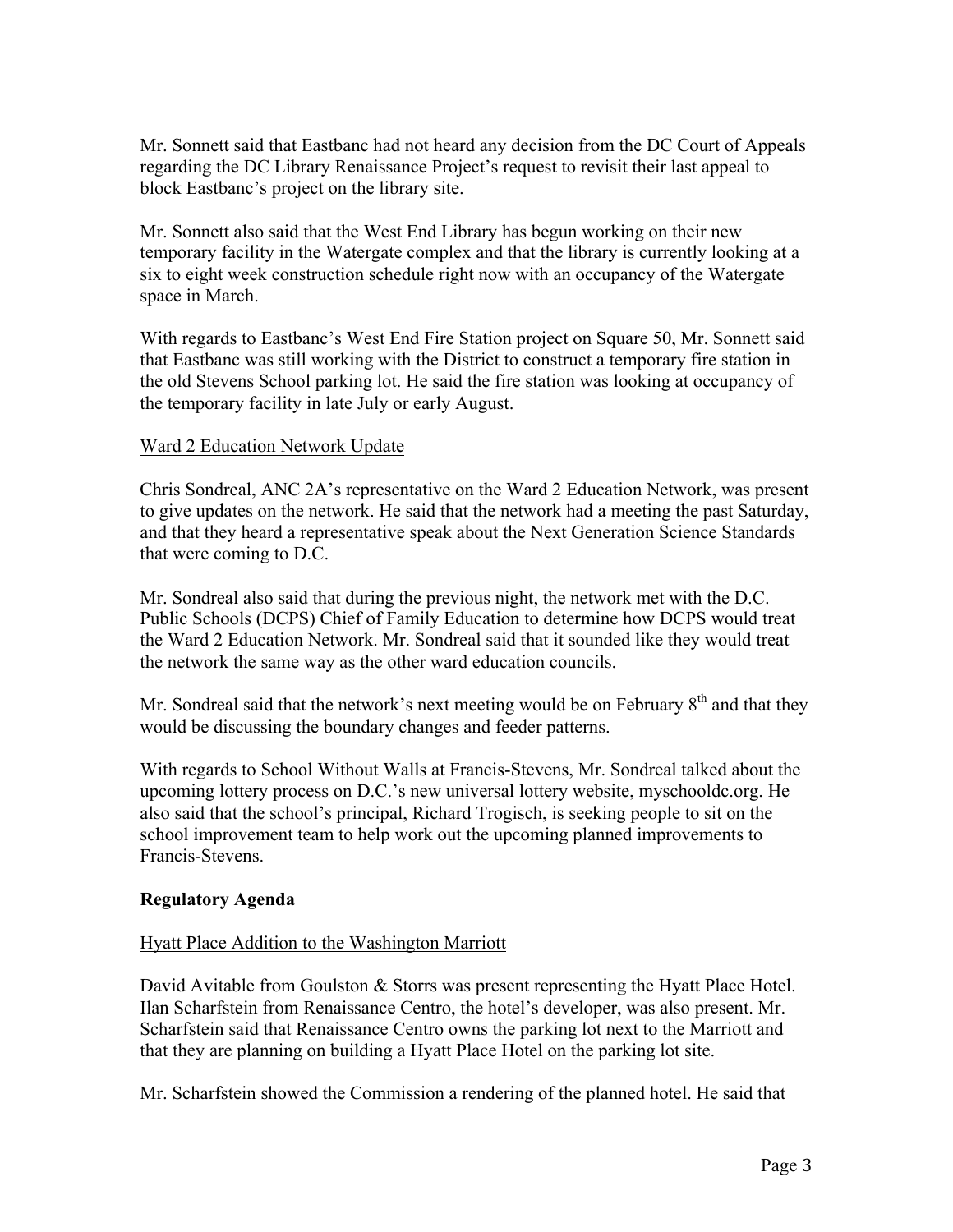Mr. Sonnett said that Eastbanc had not heard any decision from the DC Court of Appeals regarding the DC Library Renaissance Project's request to revisit their last appeal to block Eastbanc's project on the library site.

Mr. Sonnett also said that the West End Library has begun working on their new temporary facility in the Watergate complex and that the library is currently looking at a six to eight week construction schedule right now with an occupancy of the Watergate space in March.

With regards to Eastbanc's West End Fire Station project on Square 50, Mr. Sonnett said that Eastbanc was still working with the District to construct a temporary fire station in the old Stevens School parking lot. He said the fire station was looking at occupancy of the temporary facility in late July or early August.

Ward 2 Education Network Update

Chris Sondreal, ANC 2A's representative on the Ward 2 Education Network, was present to give updates on the network. He said that the network had a meeting the past Saturday, and that they heard a representative speak about the Next Generation Science Standards that were coming to D.C.

Mr. Sondreal also said that during the previous night, the network met with the D.C. Public Schools (DCPS) Chief of Family Education to determine how DCPS would treat the Ward 2 Education Network. Mr. Sondreal said that it sounded like they would treat the network the same way as the other ward education councils.

Mr. Sondreal said that the network's next meeting would be on February 8th and that they would be discussing the boundary changes and feeder patterns.

With regards to School Without Walls at Francis-Stevens, Mr. Sondreal talked about the upcoming lottery process on D.C.'s new universal lottery website, myschooldc.org. He also said that the school's principal, Richard Trogisch, is seeking people to sit on the school improvement team to help work out the upcoming planned improvements to Francis-Stevens.

**Regulatory Agenda**

Hyatt Place Addition to the Washington Marriott

David Avitable from Goulston & Storrs was present representing the Hyatt Place Hotel. Ilan Scharfstein from Renaissance Centro, the hotel's developer, was also present. Mr. Scharfstein said that Renaissance Centro owns the parking lot next to the Marriott and that they are planning on building a Hyatt Place Hotel on the parking lot site.

Mr. Scharfstein showed the Commission a rendering of the planned hotel. He said that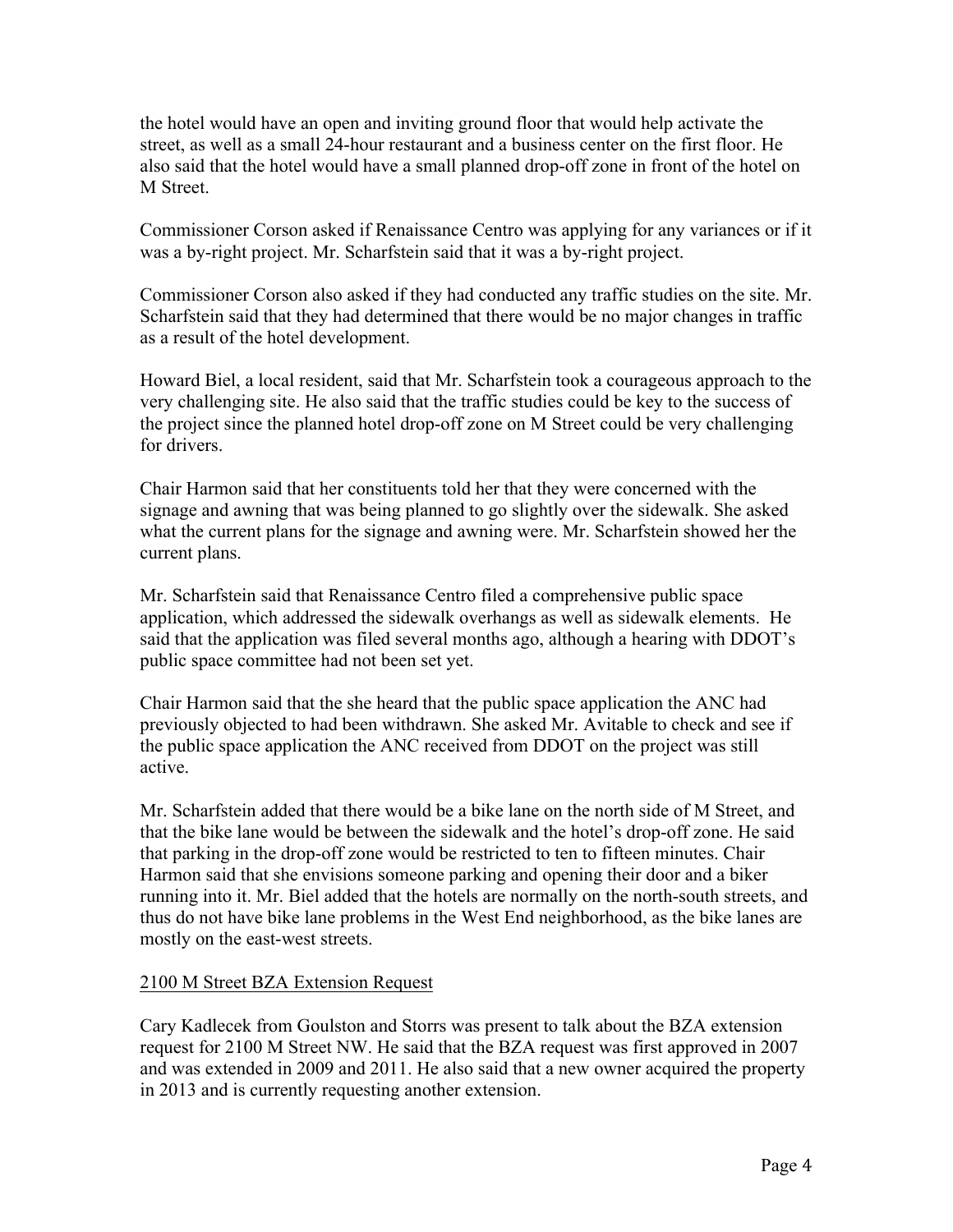the hotel would have an open and inviting ground floor that would help activate the street, as well as a small 24-hour restaurant and a business center on the first floor. He also said that the hotel would have a small planned drop-off zone in front of the hotel on M Street.

Commissioner Corson asked if Renaissance Centro was applying for any variances or if it was a by-right project. Mr. Scharfstein said that it was a by-right project.

Commissioner Corson also asked if they had conducted any traffic studies on the site. Mr. Scharfstein said that they had determined that there would be no major changes in traffic as a result of the hotel development.

Howard Biel, a local resident, said that Mr. Scharfstein took a courageous approach to the very challenging site. He also said that the traffic studies could be key to the success of the project since the planned hotel drop-off zone on M Street could be very challenging for drivers.

Chair Harmon said that her constituents told her that they were concerned with the signage and awning that was being planned to go slightly over the sidewalk. She asked what the current plans for the signage and awning were. Mr. Scharfstein showed her the current plans.

Mr. Scharfstein said that Renaissance Centro filed a comprehensive public space application, which addressed the sidewalk overhangs as well as sidewalk elements. He said that the application was filed several months ago, although a hearing with DDOT's public space committee had not been set yet.

Chair Harmon said that the she heard that the public space application the ANC had previously objected to had been withdrawn. She asked Mr. Avitable to check and see if the public space application the ANC received from DDOT on the project was still active.

Mr. Scharfstein added that there would be a bike lane on the north side of M Street, and that the bike lane would be between the sidewalk and the hotel's drop-off zone. He said that parking in the drop-off zone would be restricted to ten to fifteen minutes. Chair Harmon said that she envisions someone parking and opening their door and a biker running into it. Mr. Biel added that the hotels are normally on the north-south streets, and thus do not have bike lane problems in the West End neighborhood, as the bike lanes are mostly on the east-west streets.

<u>2100 M Street BZA Extension Request</u>

Cary Kadlecek from Goulston and Storrs was present to talk about the BZA extension request for 2100 M Street NW. He said that the BZA request was first approved in 2007 and was extended in 2009 and 2011. He also said that a new owner acquired the property in 2013 and is currently requesting another extension.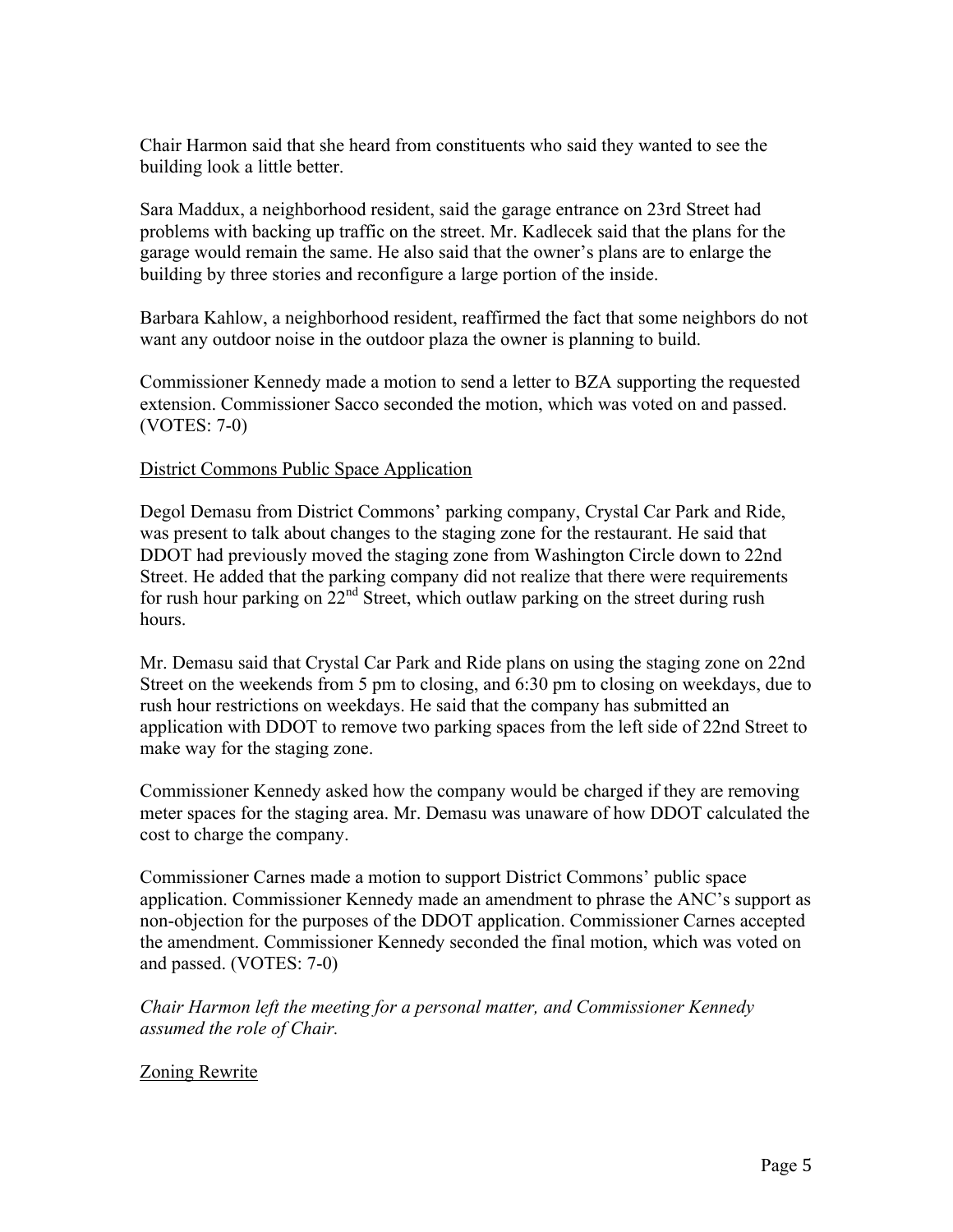Chair Harmon said that she heard from constituents who said they wanted to see the building look a little better.

Sara Maddux, a neighborhood resident, said the garage entrance on 23rd Street had problems with backing up traffic on the street. Mr. Kadlecek said that the plans for the garage would remain the same. He also said that the owner's plans are to enlarge the building by three stories and reconfigure a large portion of the inside.

Barbara Kahlow, a neighborhood resident, reaffirmed the fact that some neighbors do not want any outdoor noise in the outdoor plaza the owner is planning to build.

Commissioner Kennedy made a motion to send a letter to BZA supporting the requested extension. Commissioner Sacco seconded the motion, which was voted on and passed. (VOTES: 7-0)

<u>District Commons Public Space Application</u>

Degol Demasu from District Commons' parking company, Crystal Car Park and Ride, was present to talk about changes to the staging zone for the restaurant. He said that DDOT had previously moved the staging zone from Washington Circle down to 22nd Street. He added that the parking company did not realize that there were requirements for rush hour parking on 22nd Street, which outlaw parking on the street during rush hours.

Mr. Demasu said that Crystal Car Park and Ride plans on using the staging zone on 22nd Street on the weekends from 5 pm to closing, and 6:30 pm to closing on weekdays, due to rush hour restrictions on weekdays. He said that the company has submitted an application with DDOT to remove two parking spaces from the left side of 22nd Street to make way for the staging zone.

Commissioner Kennedy asked how the company would be charged if they are removing meter spaces for the staging area. Mr. Demasu was unaware of how DDOT calculated the cost to charge the company.

Commissioner Carnes made a motion to support District Commons' public space application. Commissioner Kennedy made an amendment to phrase the ANC's support as non-objection for the purposes of the DDOT application. Commissioner Carnes accepted the amendment. Commissioner Kennedy seconded the final motion, which was voted on and passed. (VOTES: 7-0)

*Chair Harmon left the meeting for a personal matter, and Commissioner Kennedy assumed the role of Chair.*

<u>Zoning Rewrite</u>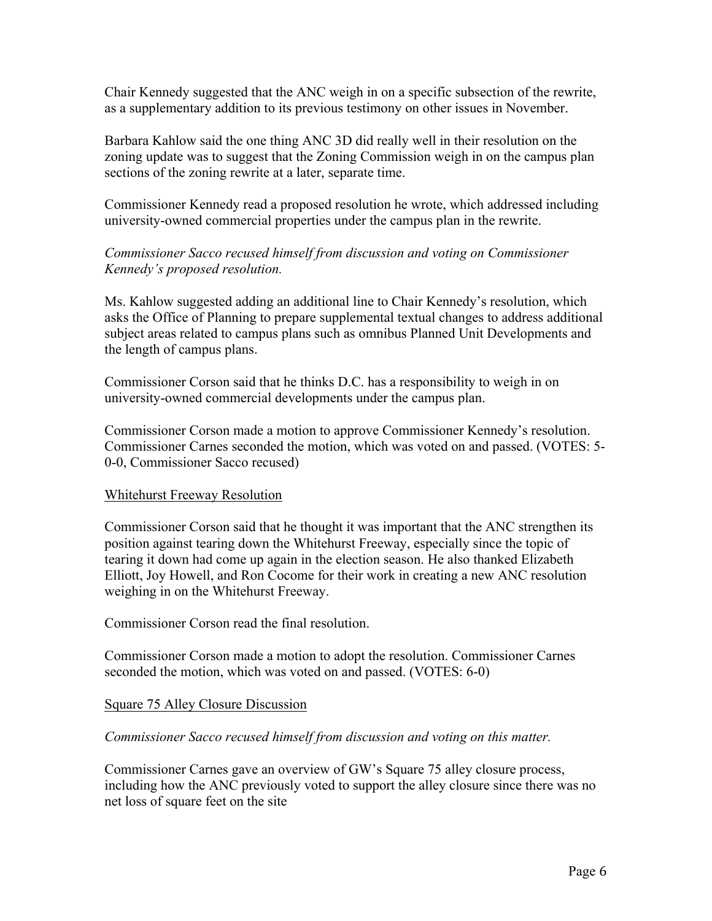Chair Kennedy suggested that the ANC weigh in on a specific subsection of the rewrite, as a supplementary addition to its previous testimony on other issues in November.

Barbara Kahlow said the one thing ANC 3D did really well in their resolution on the zoning update was to suggest that the Zoning Commission weigh in on the campus plan sections of the zoning rewrite at a later, separate time.

Commissioner Kennedy read a proposed resolution he wrote, which addressed including university-owned commercial properties under the campus plan in the rewrite.

*Commissioner Sacco recused himself from discussion and voting on Commissioner Kennedy's proposed resolution.*

Ms. Kahlow suggested adding an additional line to Chair Kennedy's resolution, which asks the Office of Planning to prepare supplemental textual changes to address additional subject areas related to campus plans such as omnibus Planned Unit Developments and the length of campus plans.

Commissioner Corson said that he thinks D.C. has a responsibility to weigh in on university-owned commercial developments under the campus plan.

Commissioner Corson made a motion to approve Commissioner Kennedy's resolution. Commissioner Carnes seconded the motion, which was voted on and passed. (VOTES: 5-0-0, Commissioner Sacco recused)

<u>Whitehurst Freeway Resolution</u>

Commissioner Corson said that he thought it was important that the ANC strengthen its position against tearing down the Whitehurst Freeway, especially since the topic of tearing it down had come up again in the election season. He also thanked Elizabeth Elliott, Joy Howell, and Ron Cocome for their work in creating a new ANC resolution weighing in on the Whitehurst Freeway.

Commissioner Corson read the final resolution.

Commissioner Corson made a motion to adopt the resolution. Commissioner Carnes seconded the motion, which was voted on and passed. (VOTES: 6-0)

<u>Square 75 Alley Closure Discussion</u>

*Commissioner Sacco recused himself from discussion and voting on this matter.*

Commissioner Carnes gave an overview of GW's Square 75 alley closure process, including how the ANC previously voted to support the alley closure since there was no net loss of square feet on the site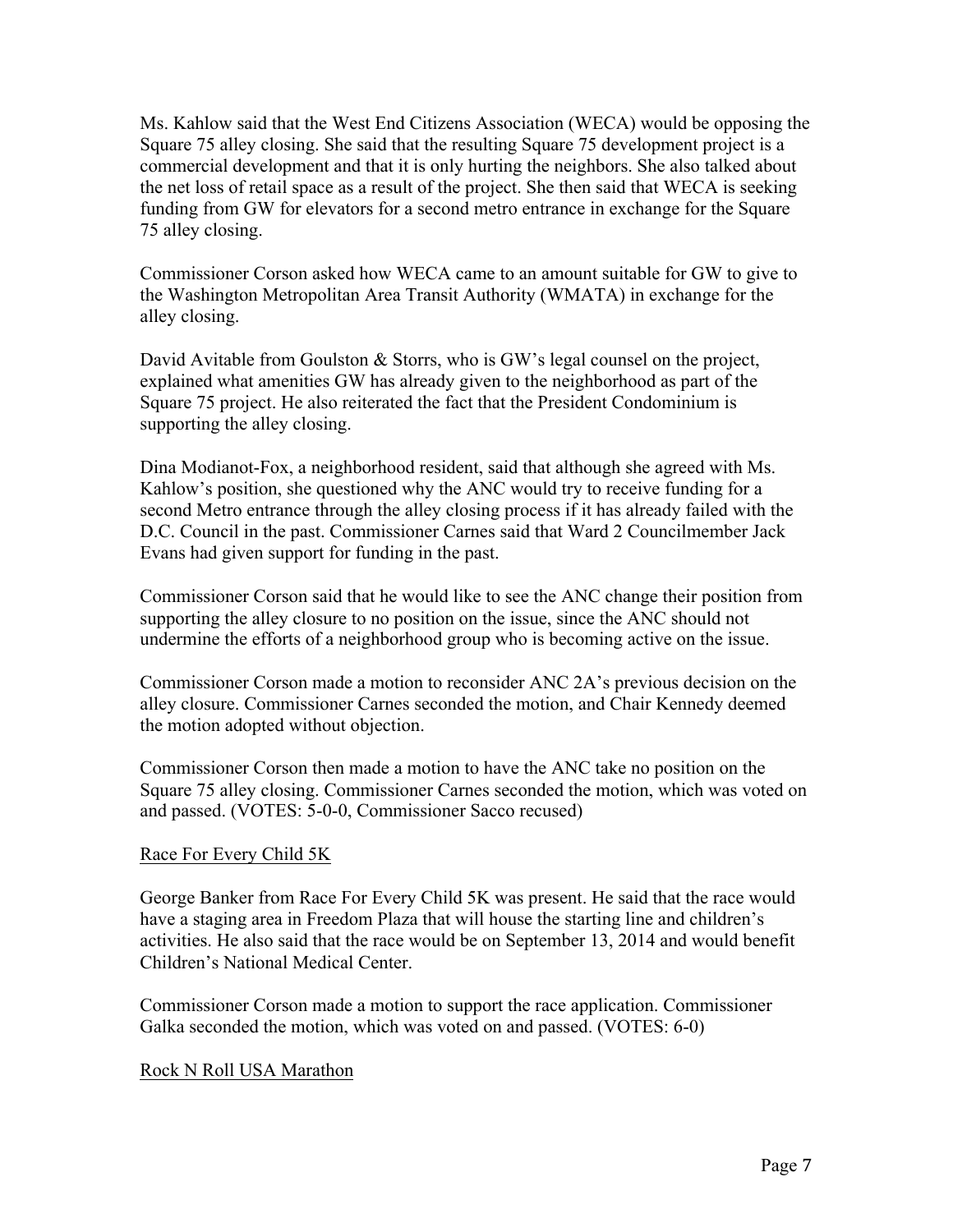Ms. Kahlow said that the West End Citizens Association (WECA) would be opposing the Square 75 alley closing. She said that the resulting Square 75 development project is a commercial development and that it is only hurting the neighbors. She also talked about the net loss of retail space as a result of the project. She then said that WECA is seeking funding from GW for elevators for a second metro entrance in exchange for the Square 75 alley closing.

Commissioner Corson asked how WECA came to an amount suitable for GW to give to the Washington Metropolitan Area Transit Authority (WMATA) in exchange for the alley closing.

David Avitable from Goulston & Storrs, who is GW's legal counsel on the project, explained what amenities GW has already given to the neighborhood as part of the Square 75 project. He also reiterated the fact that the President Condominium is supporting the alley closing.

Dina Modianot-Fox, a neighborhood resident, said that although she agreed with Ms. Kahlow's position, she questioned why the ANC would try to receive funding for a second Metro entrance through the alley closing process if it has already failed with the D.C. Council in the past. Commissioner Carnes said that Ward 2 Councilmember Jack Evans had given support for funding in the past.

Commissioner Corson said that he would like to see the ANC change their position from supporting the alley closure to no position on the issue, since the ANC should not undermine the efforts of a neighborhood group who is becoming active on the issue.

Commissioner Corson made a motion to reconsider ANC 2A's previous decision on the alley closure. Commissioner Carnes seconded the motion, and Chair Kennedy deemed the motion adopted without objection.

Commissioner Corson then made a motion to have the ANC take no position on the Square 75 alley closing. Commissioner Carnes seconded the motion, which was voted on and passed. (VOTES: 5-0-0, Commissioner Sacco recused)

<u>Race For Every Child 5K</u>

George Banker from Race For Every Child 5K was present. He said that the race would have a staging area in Freedom Plaza that will house the starting line and children's activities. He also said that the race would be on September 13, 2014 and would benefit Children's National Medical Center.

Commissioner Corson made a motion to support the race application. Commissioner Galka seconded the motion, which was voted on and passed. (VOTES: 6-0)

<u>Rock N Roll USA Marathon</u>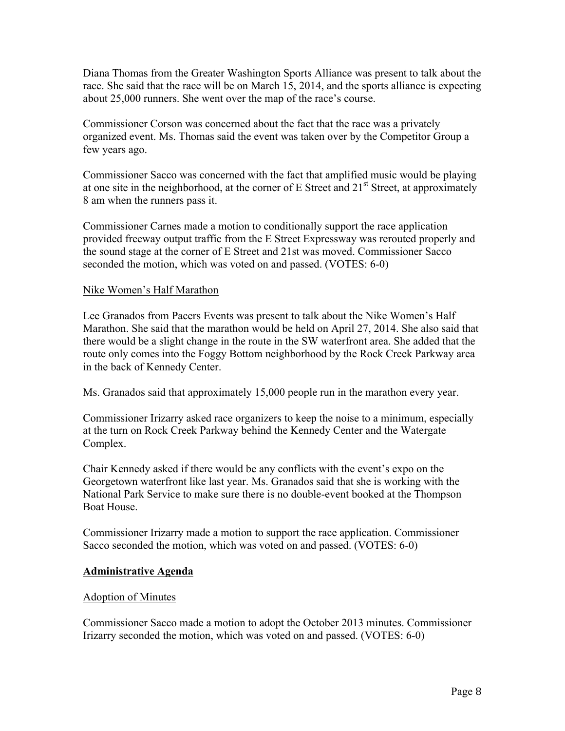Diana Thomas from the Greater Washington Sports Alliance was present to talk about the race. She said that the race will be on March 15, 2014, and the sports alliance is expecting about 25,000 runners. She went over the map of the race's course.

Commissioner Corson was concerned about the fact that the race was a privately organized event. Ms. Thomas said the event was taken over by the Competitor Group a few years ago.

Commissioner Sacco was concerned with the fact that amplified music would be playing at one site in the neighborhood, at the corner of E Street and 21st Street, at approximately 8 am when the runners pass it.

Commissioner Carnes made a motion to conditionally support the race application provided freeway output traffic from the E Street Expressway was rerouted properly and the sound stage at the corner of E Street and 21st was moved. Commissioner Sacco seconded the motion, which was voted on and passed. (VOTES: 6-0)

<u>Nike Women's Half Marathon</u>

Lee Granados from Pacers Events was present to talk about the Nike Women's Half Marathon. She said that the marathon would be held on April 27, 2014. She also said that there would be a slight change in the route in the SW waterfront area. She added that the route only comes into the Foggy Bottom neighborhood by the Rock Creek Parkway area in the back of Kennedy Center.

Ms. Granados said that approximately 15,000 people run in the marathon every year.

Commissioner Irizarry asked race organizers to keep the noise to a minimum, especially at the turn on Rock Creek Parkway behind the Kennedy Center and the Watergate Complex.

Chair Kennedy asked if there would be any conflicts with the event's expo on the Georgetown waterfront like last year. Ms. Granados said that she is working with the National Park Service to make sure there is no double-event booked at the Thompson Boat House.

Commissioner Irizarry made a motion to support the race application. Commissioner Sacco seconded the motion, which was voted on and passed. (VOTES: 6-0)

## Administrative Agenda

<u>Adoption of Minutes</u>

Commissioner Sacco made a motion to adopt the October 2013 minutes. Commissioner Irizarry seconded the motion, which was voted on and passed. (VOTES: 6-0)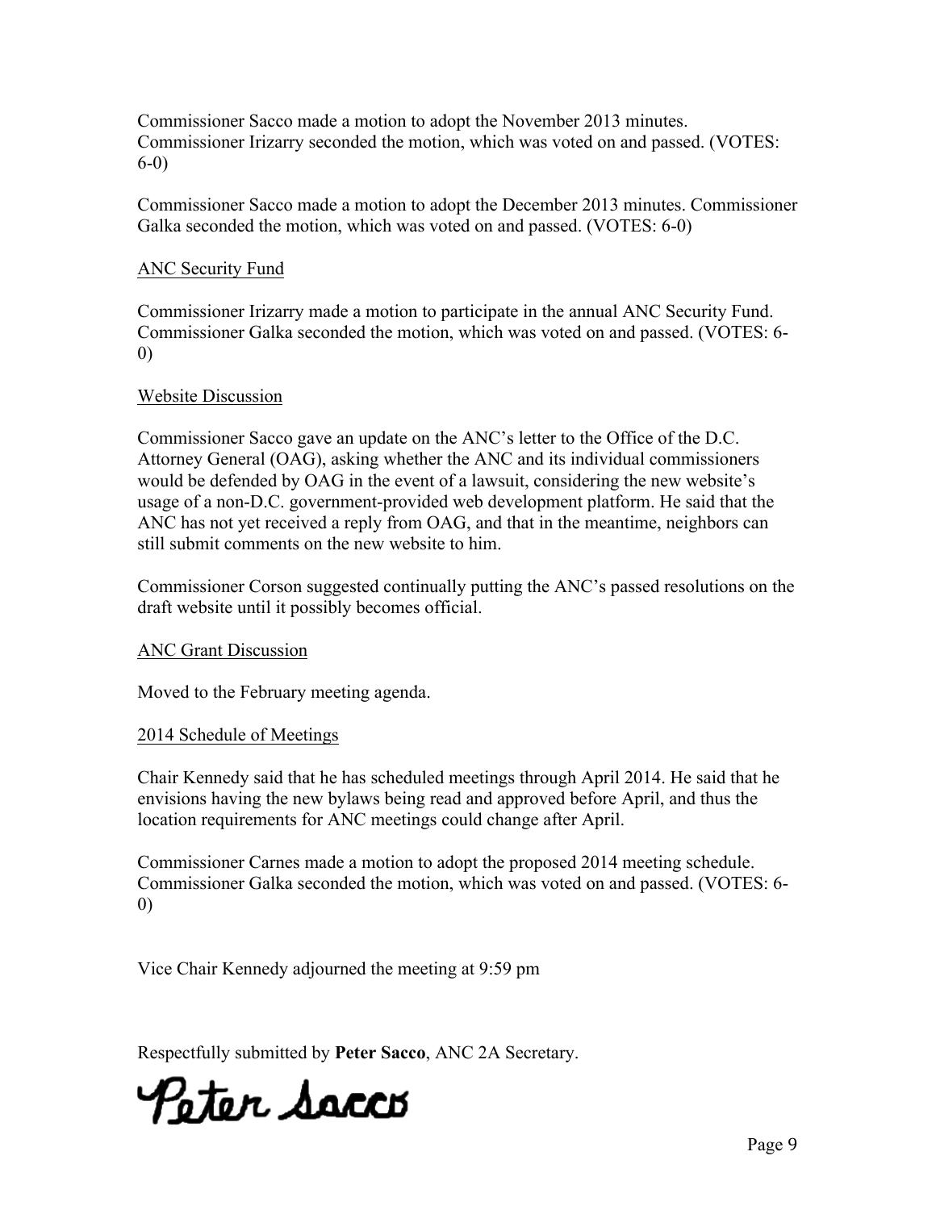Commissioner Sacco made a motion to adopt the November 2013 minutes. Commissioner Irizarry seconded the motion, which was voted on and passed. (VOTES: 6-0)

Commissioner Sacco made a motion to adopt the December 2013 minutes. Commissioner Galka seconded the motion, which was voted on and passed. (VOTES: 6-0)

<u>ANC Security Fund</u>

Commissioner Irizarry made a motion to participate in the annual ANC Security Fund. Commissioner Galka seconded the motion, which was voted on and passed. (VOTES: 6-0)

<u>Website Discussion</u>

Commissioner Sacco gave an update on the ANC's letter to the Office of the D.C. Attorney General (OAG), asking whether the ANC and its individual commissioners would be defended by OAG in the event of a lawsuit, considering the new website's usage of a non-D.C. government-provided web development platform. He said that the ANC has not yet received a reply from OAG, and that in the meantime, neighbors can still submit comments on the new website to him.

Commissioner Corson suggested continually putting the ANC's passed resolutions on the draft website until it possibly becomes official.

<u>ANC Grant Discussion</u>

Moved to the February meeting agenda.

<u>2014 Schedule of Meetings</u>

Chair Kennedy said that he has scheduled meetings through April 2014. He said that he envisions having the new bylaws being read and approved before April, and thus the location requirements for ANC meetings could change after April.

Commissioner Carnes made a motion to adopt the proposed 2014 meeting schedule. Commissioner Galka seconded the motion, which was voted on and passed. (VOTES: 6-0)

Vice Chair Kennedy adjourned the meeting at 9:59 pm

Respectfully submitted by **Peter Sacco**, ANC 2A Secretary.

Peter Sacco